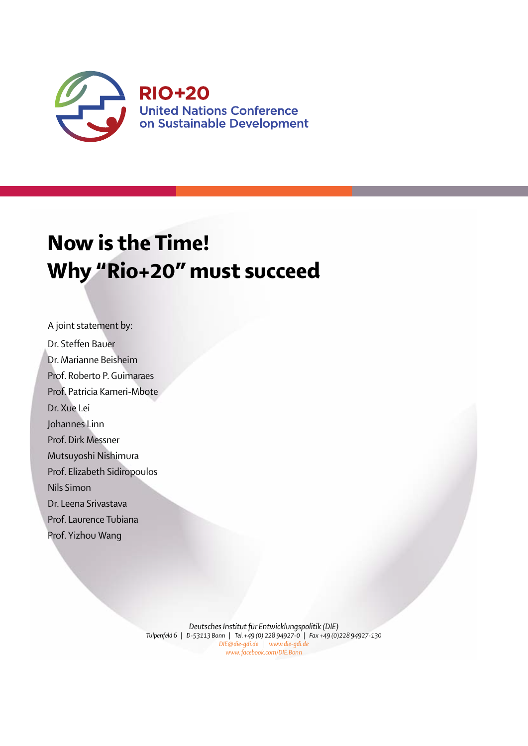RIO+20
United Nations Conference
on Sustainable Development

# Now is the Time!
# Why "Rio+20" must succeed

A joint statement by:

Dr. Steffen Bauer
Dr. Marianne Beisheim
Prof. Roberto P. Guimaraes
Prof. Patricia Kameri-Mbote
Dr. Xue Lei
Johannes Linn
Prof. Dirk Messner
Mutsuyoshi Nishimura
Prof. Elizabeth Sidiropoulos
Nils Simon
Dr. Leena Srivastava
Prof. Laurence Tubiana
Prof. Yizhou Wang

*Deutsches Institut für Entwicklungspolitik (DIE)*
*Tulpenfeld 6 | D-53113 Bonn | Tel. +49 (0) 228 94927-0 | Fax +49 (0)228 94927-130*
*DIE@die-gdi.de | www.die-gdi.de*
*www.facebook.com/DIE.Bonn*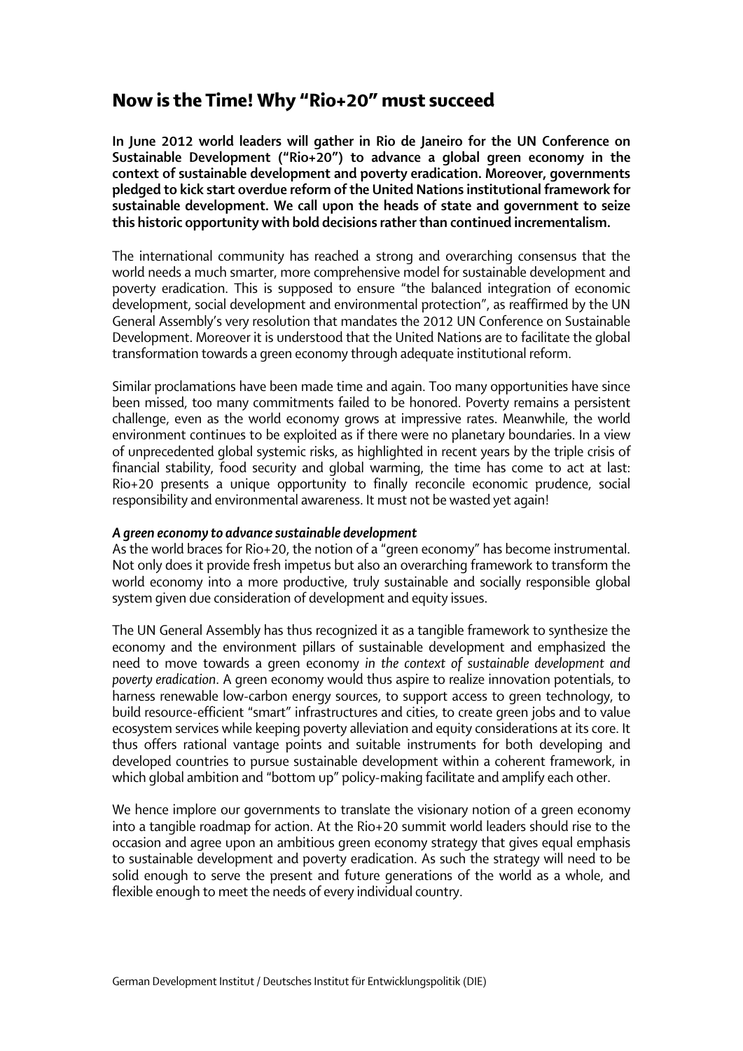# Now is the Time! Why "Rio+20" must succeed

**In June 2012 world leaders will gather in Rio de Janeiro for the UN Conference on Sustainable Development ("Rio+20") to advance a global green economy in the context of sustainable development and poverty eradication. Moreover, governments pledged to kick start overdue reform of the United Nations institutional framework for sustainable development. We call upon the heads of state and government to seize this historic opportunity with bold decisions rather than continued incrementalism.**

The international community has reached a strong and overarching consensus that the world needs a much smarter, more comprehensive model for sustainable development and poverty eradication. This is supposed to ensure "the balanced integration of economic development, social development and environmental protection", as reaffirmed by the UN General Assembly's very resolution that mandates the 2012 UN Conference on Sustainable Development. Moreover it is understood that the United Nations are to facilitate the global transformation towards a green economy through adequate institutional reform.

Similar proclamations have been made time and again. Too many opportunities have since been missed, too many commitments failed to be honored. Poverty remains a persistent challenge, even as the world economy grows at impressive rates. Meanwhile, the world environment continues to be exploited as if there were no planetary boundaries. In a view of unprecedented global systemic risks, as highlighted in recent years by the triple crisis of financial stability, food security and global warming, the time has come to act at last: Rio+20 presents a unique opportunity to finally reconcile economic prudence, social responsibility and environmental awareness. It must not be wasted yet again!

***A green economy to advance sustainable development***

As the world braces for Rio+20, the notion of a "green economy" has become instrumental. Not only does it provide fresh impetus but also an overarching framework to transform the world economy into a more productive, truly sustainable and socially responsible global system given due consideration of development and equity issues.

The UN General Assembly has thus recognized it as a tangible framework to synthesize the economy and the environment pillars of sustainable development and emphasized the need to move towards a green economy *in the context of sustainable development and poverty eradication*. A green economy would thus aspire to realize innovation potentials, to harness renewable low-carbon energy sources, to support access to green technology, to build resource-efficient "smart" infrastructures and cities, to create green jobs and to value ecosystem services while keeping poverty alleviation and equity considerations at its core. It thus offers rational vantage points and suitable instruments for both developing and developed countries to pursue sustainable development within a coherent framework, in which global ambition and "bottom up" policy-making facilitate and amplify each other.

We hence implore our governments to translate the visionary notion of a green economy into a tangible roadmap for action. At the Rio+20 summit world leaders should rise to the occasion and agree upon an ambitious green economy strategy that gives equal emphasis to sustainable development and poverty eradication. As such the strategy will need to be solid enough to serve the present and future generations of the world as a whole, and flexible enough to meet the needs of every individual country.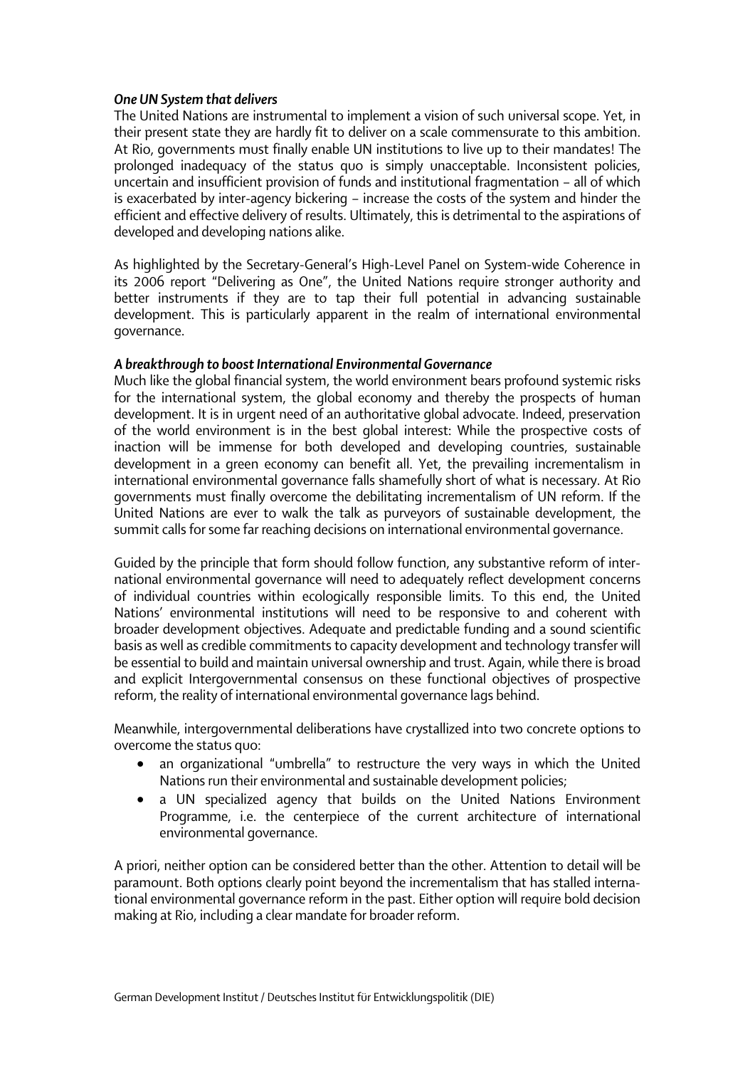### *One UN System that delivers*

The United Nations are instrumental to implement a vision of such universal scope. Yet, in their present state they are hardly fit to deliver on a scale commensurate to this ambition. At Rio, governments must finally enable UN institutions to live up to their mandates! The prolonged inadequacy of the status quo is simply unacceptable. Inconsistent policies, uncertain and insufficient provision of funds and institutional fragmentation – all of which is exacerbated by inter-agency bickering – increase the costs of the system and hinder the efficient and effective delivery of results. Ultimately, this is detrimental to the aspirations of developed and developing nations alike.

As highlighted by the Secretary-General's High-Level Panel on System-wide Coherence in its 2006 report "Delivering as One", the United Nations require stronger authority and better instruments if they are to tap their full potential in advancing sustainable development. This is particularly apparent in the realm of international environmental governance.

### *A breakthrough to boost International Environmental Governance*

Much like the global financial system, the world environment bears profound systemic risks for the international system, the global economy and thereby the prospects of human development. It is in urgent need of an authoritative global advocate. Indeed, preservation of the world environment is in the best global interest: While the prospective costs of inaction will be immense for both developed and developing countries, sustainable development in a green economy can benefit all. Yet, the prevailing incrementalism in international environmental governance falls shamefully short of what is necessary. At Rio governments must finally overcome the debilitating incrementalism of UN reform. If the United Nations are ever to walk the talk as purveyors of sustainable development, the summit calls for some far reaching decisions on international environmental governance.

Guided by the principle that form should follow function, any substantive reform of international environmental governance will need to adequately reflect development concerns of individual countries within ecologically responsible limits. To this end, the United Nations' environmental institutions will need to be responsive to and coherent with broader development objectives. Adequate and predictable funding and a sound scientific basis as well as credible commitments to capacity development and technology transfer will be essential to build and maintain universal ownership and trust. Again, while there is broad and explicit Intergovernmental consensus on these functional objectives of prospective reform, the reality of international environmental governance lags behind.

Meanwhile, intergovernmental deliberations have crystallized into two concrete options to overcome the status quo:

- an organizational "umbrella" to restructure the very ways in which the United Nations run their environmental and sustainable development policies;
- a UN specialized agency that builds on the United Nations Environment Programme, i.e. the centerpiece of the current architecture of international environmental governance.

A priori, neither option can be considered better than the other. Attention to detail will be paramount. Both options clearly point beyond the incrementalism that has stalled international environmental governance reform in the past. Either option will require bold decision making at Rio, including a clear mandate for broader reform.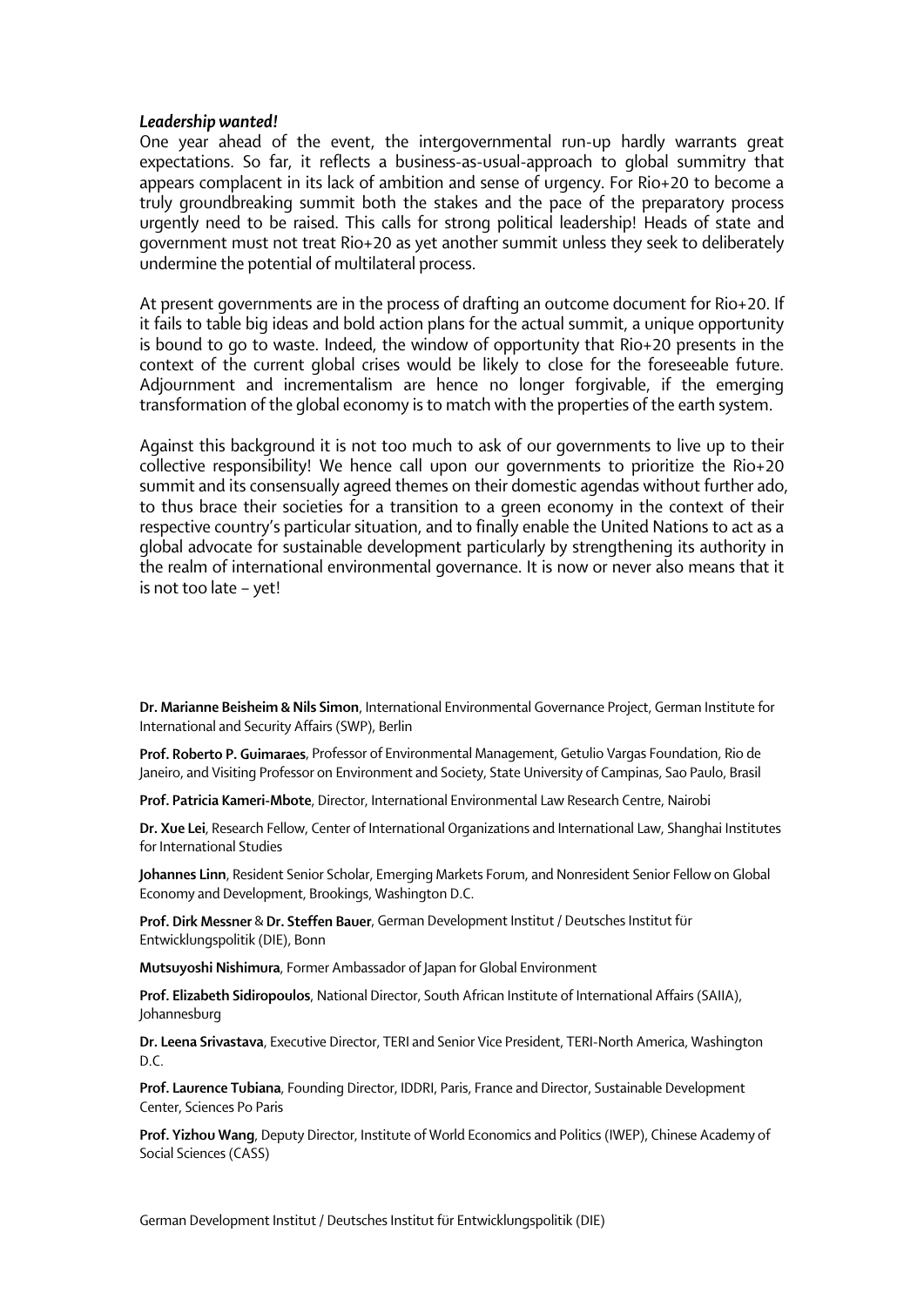***Leadership wanted!***

One year ahead of the event, the intergovernmental run-up hardly warrants great expectations. So far, it reflects a business-as-usual-approach to global summitry that appears complacent in its lack of ambition and sense of urgency. For Rio+20 to become a truly groundbreaking summit both the stakes and the pace of the preparatory process urgently need to be raised. This calls for strong political leadership! Heads of state and government must not treat Rio+20 as yet another summit unless they seek to deliberately undermine the potential of multilateral process.

At present governments are in the process of drafting an outcome document for Rio+20. If it fails to table big ideas and bold action plans for the actual summit, a unique opportunity is bound to go to waste. Indeed, the window of opportunity that Rio+20 presents in the context of the current global crises would be likely to close for the foreseeable future. Adjournment and incrementalism are hence no longer forgivable, if the emerging transformation of the global economy is to match with the properties of the earth system.

Against this background it is not too much to ask of our governments to live up to their collective responsibility! We hence call upon our governments to prioritize the Rio+20 summit and its consensually agreed themes on their domestic agendas without further ado, to thus brace their societies for a transition to a green economy in the context of their respective country's particular situation, and to finally enable the United Nations to act as a global advocate for sustainable development particularly by strengthening its authority in the realm of international environmental governance. It is now or never also means that it is not too late – yet!

**Dr. Marianne Beisheim & Nils Simon**, International Environmental Governance Project, German Institute for International and Security Affairs (SWP), Berlin

**Prof. Roberto P. Guimaraes**, Professor of Environmental Management, Getulio Vargas Foundation, Rio de Janeiro, and Visiting Professor on Environment and Society, State University of Campinas, Sao Paulo, Brasil

**Prof. Patricia Kameri-Mbote**, Director, International Environmental Law Research Centre, Nairobi

**Dr. Xue Lei**, Research Fellow, Center of International Organizations and International Law, Shanghai Institutes for International Studies

**Johannes Linn**, Resident Senior Scholar, Emerging Markets Forum, and Nonresident Senior Fellow on Global Economy and Development, Brookings, Washington D.C.

**Prof. Dirk Messner** & **Dr. Steffen Bauer**, German Development Institut / Deutsches Institut für Entwicklungspolitik (DIE), Bonn

**Mutsuyoshi Nishimura**, Former Ambassador of Japan for Global Environment

**Prof. Elizabeth Sidiropoulos**, National Director, South African Institute of International Affairs (SAIIA), Johannesburg

**Dr. Leena Srivastava**, Executive Director, TERI and Senior Vice President, TERI-North America, Washington D.C.

**Prof. Laurence Tubiana**, Founding Director, IDDRI, Paris, France and Director, Sustainable Development Center, Sciences Po Paris

**Prof. Yizhou Wang**, Deputy Director, Institute of World Economics and Politics (IWEP), Chinese Academy of Social Sciences (CASS)